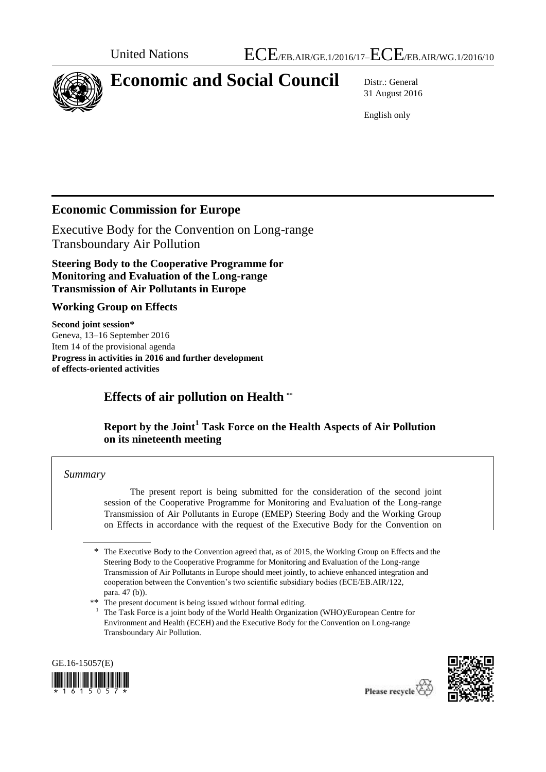United Nations ECE/EB.AIR/GE.1/2016/17–ECE/EB.AIR/WG.1/2016/10

# Economic and Social Council

Distr.: General
31 August 2016

English only

## Economic Commission for Europe

Executive Body for the Convention on Long-range Transboundary Air Pollution

**Steering Body to the Cooperative Programme for Monitoring and Evaluation of the Long-range Transmission of Air Pollutants in Europe**

**Working Group on Effects**

**Second joint session***
Geneva, 13–16 September 2016
Item 14 of the provisional agenda
**Progress in activities in 2016 and further development of effects-oriented activities**

## Effects of air pollution on Health **

### Report by the Joint[1] Task Force on the Health Aspects of Air Pollution on its nineteenth meeting

*Summary*

The present report is being submitted for the consideration of the second joint session of the Cooperative Programme for Monitoring and Evaluation of the Long-range Transmission of Air Pollutants in Europe (EMEP) Steering Body and the Working Group on Effects in accordance with the request of the Executive Body for the Convention on

\* The Executive Body to the Convention agreed that, as of 2015, the Working Group on Effects and the Steering Body to the Cooperative Programme for Monitoring and Evaluation of the Long-range Transmission of Air Pollutants in Europe should meet jointly, to achieve enhanced integration and cooperation between the Convention's two scientific subsidiary bodies (ECE/EB.AIR/122, para. 47 (b)).

\*\* The present document is being issued without formal editing.

[1] The Task Force is a joint body of the World Health Organization (WHO)/European Centre for Environment and Health (ECEH) and the Executive Body for the Convention on Long-range Transboundary Air Pollution.

GE.16-15057(E)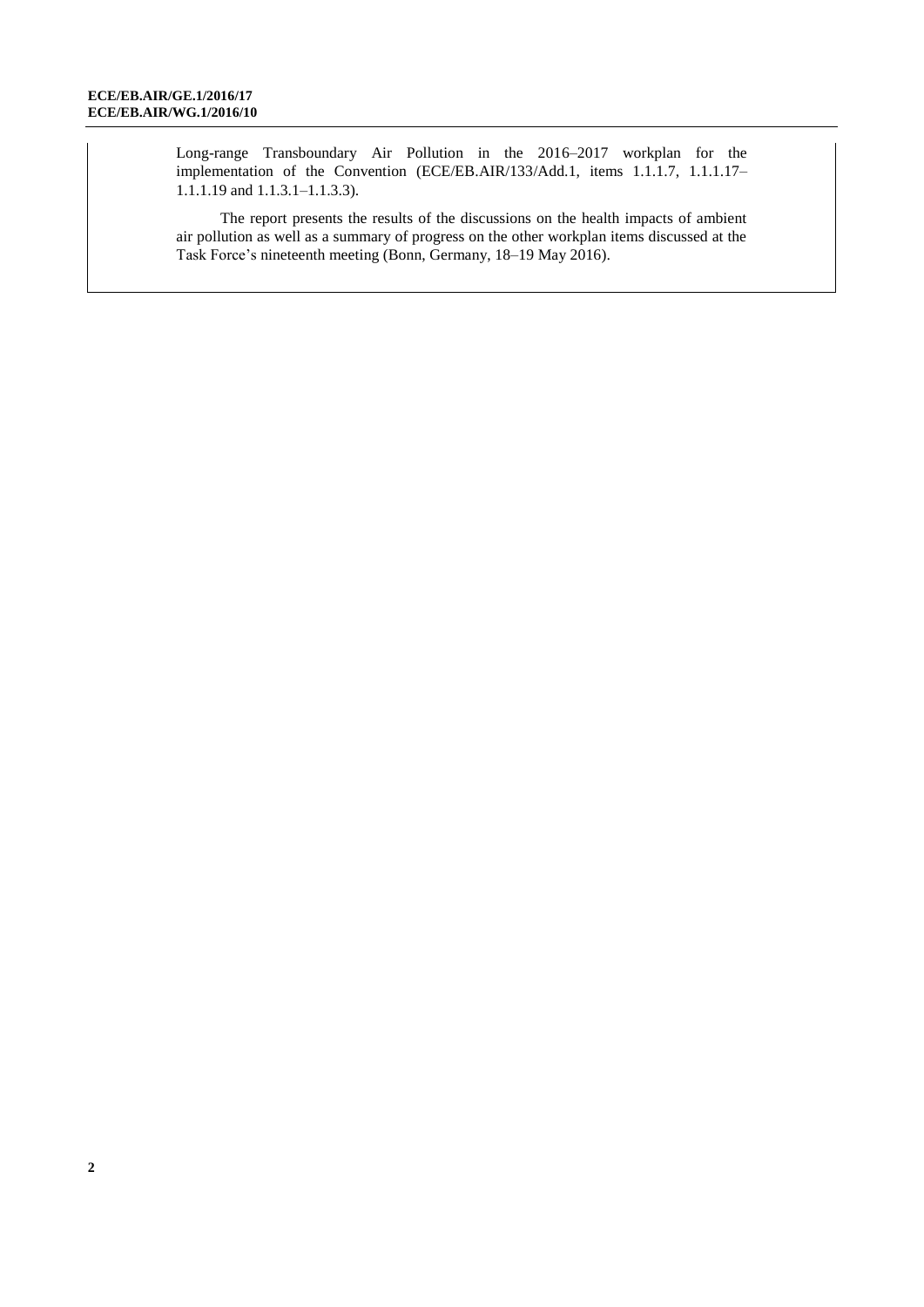Long-range Transboundary Air Pollution in the 2016–2017 workplan for the implementation of the Convention (ECE/EB.AIR/133/Add.1, items 1.1.1.7, 1.1.1.17–1.1.1.19 and 1.1.3.1–1.1.3.3).

The report presents the results of the discussions on the health impacts of ambient air pollution as well as a summary of progress on the other workplan items discussed at the Task Force's nineteenth meeting (Bonn, Germany, 18–19 May 2016).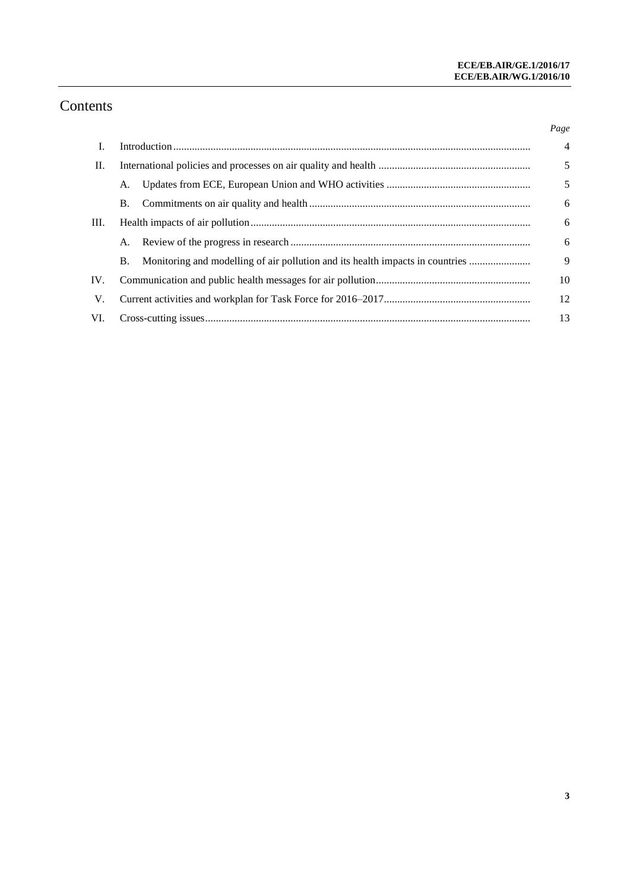# Contents

| | | Page |
|---|---|---|
| I. | Introduction | 4 |
| II. | International policies and processes on air quality and health | 5 |
| | A. Updates from ECE, European Union and WHO activities | 5 |
| | B. Commitments on air quality and health | 6 |
| III. | Health impacts of air pollution | 6 |
| | A. Review of the progress in research | 6 |
| | B. Monitoring and modelling of air pollution and its health impacts in countries | 9 |
| IV. | Communication and public health messages for air pollution | 10 |
| V. | Current activities and workplan for Task Force for 2016–2017 | 12 |
| VI. | Cross-cutting issues | 13 |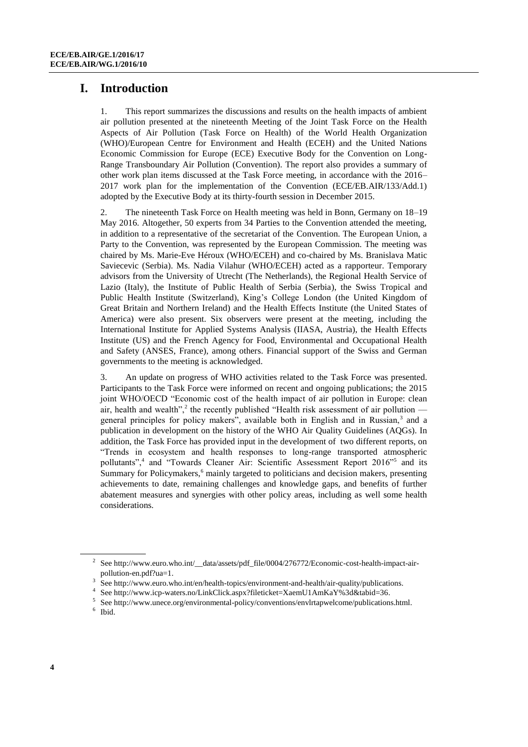# I. Introduction

1. This report summarizes the discussions and results on the health impacts of ambient air pollution presented at the nineteenth Meeting of the Joint Task Force on the Health Aspects of Air Pollution (Task Force on Health) of the World Health Organization (WHO)/European Centre for Environment and Health (ECEH) and the United Nations Economic Commission for Europe (ECE) Executive Body for the Convention on Long-Range Transboundary Air Pollution (Convention). The report also provides a summary of other work plan items discussed at the Task Force meeting, in accordance with the 2016–2017 work plan for the implementation of the Convention (ECE/EB.AIR/133/Add.1) adopted by the Executive Body at its thirty-fourth session in December 2015.

2. The nineteenth Task Force on Health meeting was held in Bonn, Germany on 18–19 May 2016. Altogether, 50 experts from 34 Parties to the Convention attended the meeting, in addition to a representative of the secretariat of the Convention. The European Union, a Party to the Convention, was represented by the European Commission. The meeting was chaired by Ms. Marie-Eve Héroux (WHO/ECEH) and co-chaired by Ms. Branislava Matic Saviecevic (Serbia). Ms. Nadia Vilahur (WHO/ECEH) acted as a rapporteur. Temporary advisors from the University of Utrecht (The Netherlands), the Regional Health Service of Lazio (Italy), the Institute of Public Health of Serbia (Serbia), the Swiss Tropical and Public Health Institute (Switzerland), King's College London (the United Kingdom of Great Britain and Northern Ireland) and the Health Effects Institute (the United States of America) were also present. Six observers were present at the meeting, including the International Institute for Applied Systems Analysis (IIASA, Austria), the Health Effects Institute (US) and the French Agency for Food, Environmental and Occupational Health and Safety (ANSES, France), among others. Financial support of the Swiss and German governments to the meeting is acknowledged.

3. An update on progress of WHO activities related to the Task Force was presented. Participants to the Task Force were informed on recent and ongoing publications; the 2015 joint WHO/OECD "Economic cost of the health impact of air pollution in Europe: clean air, health and wealth",[2] the recently published "Health risk assessment of air pollution — general principles for policy makers", available both in English and in Russian,[3] and a publication in development on the history of the WHO Air Quality Guidelines (AQGs). In addition, the Task Force has provided input in the development of two different reports, on "Trends in ecosystem and health responses to long-range transported atmospheric pollutants",[4] and "Towards Cleaner Air: Scientific Assessment Report 2016"[5] and its Summary for Policymakers,[6] mainly targeted to politicians and decision makers, presenting achievements to date, remaining challenges and knowledge gaps, and benefits of further abatement measures and synergies with other policy areas, including as well some health considerations.

---

[2] See http://www.euro.who.int/__data/assets/pdf_file/0004/276772/Economic-cost-health-impact-air-pollution-en.pdf?ua=1.

[3] See http://www.euro.who.int/en/health-topics/environment-and-health/air-quality/publications.

[4] See http://www.icp-waters.no/LinkClick.aspx?fileticket=XaemU1AmKaY%3d&tabid=36.

[5] See http://www.unece.org/environmental-policy/conventions/envlrtapwelcome/publications.html.

[6] Ibid.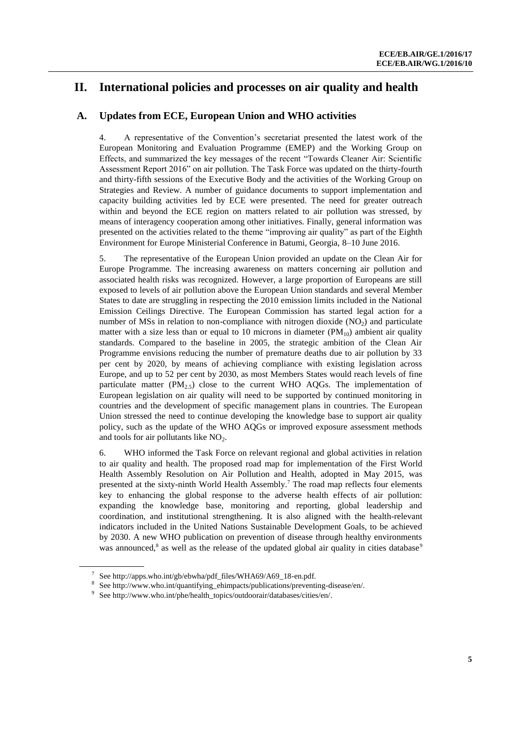# II. International policies and processes on air quality and health

## A. Updates from ECE, European Union and WHO activities

4. A representative of the Convention's secretariat presented the latest work of the European Monitoring and Evaluation Programme (EMEP) and the Working Group on Effects, and summarized the key messages of the recent "Towards Cleaner Air: Scientific Assessment Report 2016" on air pollution. The Task Force was updated on the thirty-fourth and thirty-fifth sessions of the Executive Body and the activities of the Working Group on Strategies and Review. A number of guidance documents to support implementation and capacity building activities led by ECE were presented. The need for greater outreach within and beyond the ECE region on matters related to air pollution was stressed, by means of interagency cooperation among other initiatives. Finally, general information was presented on the activities related to the theme "improving air quality" as part of the Eighth Environment for Europe Ministerial Conference in Batumi, Georgia, 8–10 June 2016.

5. The representative of the European Union provided an update on the Clean Air for Europe Programme. The increasing awareness on matters concerning air pollution and associated health risks was recognized. However, a large proportion of Europeans are still exposed to levels of air pollution above the European Union standards and several Member States to date are struggling in respecting the 2010 emission limits included in the National Emission Ceilings Directive. The European Commission has started legal action for a number of MSs in relation to non-compliance with nitrogen dioxide ($NO_2$) and particulate matter with a size less than or equal to 10 microns in diameter ($PM_{10}$) ambient air quality standards. Compared to the baseline in 2005, the strategic ambition of the Clean Air Programme envisions reducing the number of premature deaths due to air pollution by 33 per cent by 2020, by means of achieving compliance with existing legislation across Europe, and up to 52 per cent by 2030, as most Members States would reach levels of fine particulate matter ($PM_{2.5}$) close to the current WHO AQGs. The implementation of European legislation on air quality will need to be supported by continued monitoring in countries and the development of specific management plans in countries. The European Union stressed the need to continue developing the knowledge base to support air quality policy, such as the update of the WHO AQGs or improved exposure assessment methods and tools for air pollutants like $NO_2$.

6. WHO informed the Task Force on relevant regional and global activities in relation to air quality and health. The proposed road map for implementation of the First World Health Assembly Resolution on Air Pollution and Health, adopted in May 2015, was presented at the sixty-ninth World Health Assembly.[7] The road map reflects four elements key to enhancing the global response to the adverse health effects of air pollution: expanding the knowledge base, monitoring and reporting, global leadership and coordination, and institutional strengthening. It is also aligned with the health-relevant indicators included in the United Nations Sustainable Development Goals, to be achieved by 2030. A new WHO publication on prevention of disease through healthy environments was announced,[8] as well as the release of the updated global air quality in cities database[9]

---

[7] See http://apps.who.int/gb/ebwha/pdf_files/WHA69/A69_18-en.pdf.

[8] See http://www.who.int/quantifying_ehimpacts/publications/preventing-disease/en/.

[9] See http://www.who.int/phe/health_topics/outdoorair/databases/cities/en/.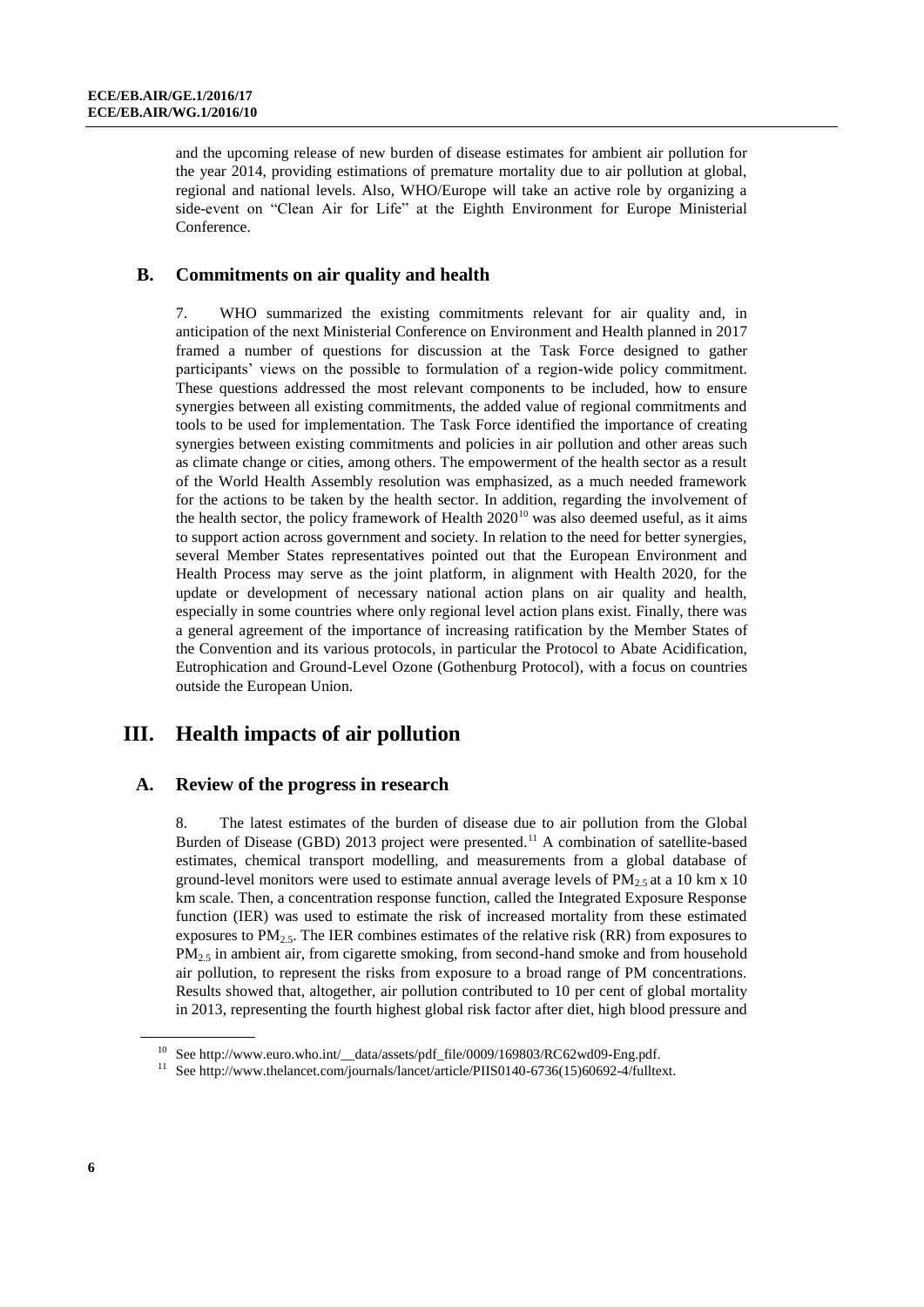and the upcoming release of new burden of disease estimates for ambient air pollution for the year 2014, providing estimations of premature mortality due to air pollution at global, regional and national levels. Also, WHO/Europe will take an active role by organizing a side-event on "Clean Air for Life" at the Eighth Environment for Europe Ministerial Conference.

## B. Commitments on air quality and health

7. WHO summarized the existing commitments relevant for air quality and, in anticipation of the next Ministerial Conference on Environment and Health planned in 2017 framed a number of questions for discussion at the Task Force designed to gather participants' views on the possible to formulation of a region-wide policy commitment. These questions addressed the most relevant components to be included, how to ensure synergies between all existing commitments, the added value of regional commitments and tools to be used for implementation. The Task Force identified the importance of creating synergies between existing commitments and policies in air pollution and other areas such as climate change or cities, among others. The empowerment of the health sector as a result of the World Health Assembly resolution was emphasized, as a much needed framework for the actions to be taken by the health sector. In addition, regarding the involvement of the health sector, the policy framework of Health 2020[10] was also deemed useful, as it aims to support action across government and society. In relation to the need for better synergies, several Member States representatives pointed out that the European Environment and Health Process may serve as the joint platform, in alignment with Health 2020, for the update or development of necessary national action plans on air quality and health, especially in some countries where only regional level action plans exist. Finally, there was a general agreement of the importance of increasing ratification by the Member States of the Convention and its various protocols, in particular the Protocol to Abate Acidification, Eutrophication and Ground-Level Ozone (Gothenburg Protocol), with a focus on countries outside the European Union.

# III. Health impacts of air pollution

## A. Review of the progress in research

8. The latest estimates of the burden of disease due to air pollution from the Global Burden of Disease (GBD) 2013 project were presented.[11] A combination of satellite-based estimates, chemical transport modelling, and measurements from a global database of ground-level monitors were used to estimate annual average levels of $PM_{2.5}$ at a 10 km x 10 km scale. Then, a concentration response function, called the Integrated Exposure Response function (IER) was used to estimate the risk of increased mortality from these estimated exposures to $PM_{2.5}$. The IER combines estimates of the relative risk (RR) from exposures to $PM_{2.5}$ in ambient air, from cigarette smoking, from second-hand smoke and from household air pollution, to represent the risks from exposure to a broad range of PM concentrations. Results showed that, altogether, air pollution contributed to 10 per cent of global mortality in 2013, representing the fourth highest global risk factor after diet, high blood pressure and

---

[10] See http://www.euro.who.int/__data/assets/pdf_file/0009/169803/RC62wd09-Eng.pdf.

[11] See http://www.thelancet.com/journals/lancet/article/PIIS0140-6736(15)60692-4/fulltext.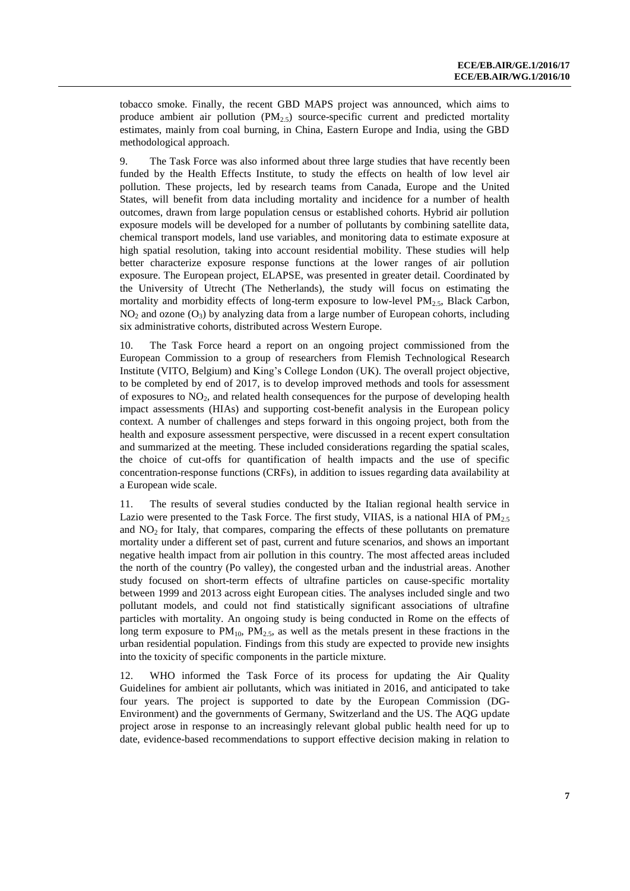tobacco smoke. Finally, the recent GBD MAPS project was announced, which aims to produce ambient air pollution ($PM_{2.5}$) source-specific current and predicted mortality estimates, mainly from coal burning, in China, Eastern Europe and India, using the GBD methodological approach.

9. The Task Force was also informed about three large studies that have recently been funded by the Health Effects Institute, to study the effects on health of low level air pollution. These projects, led by research teams from Canada, Europe and the United States, will benefit from data including mortality and incidence for a number of health outcomes, drawn from large population census or established cohorts. Hybrid air pollution exposure models will be developed for a number of pollutants by combining satellite data, chemical transport models, land use variables, and monitoring data to estimate exposure at high spatial resolution, taking into account residential mobility. These studies will help better characterize exposure response functions at the lower ranges of air pollution exposure. The European project, ELAPSE, was presented in greater detail. Coordinated by the University of Utrecht (The Netherlands), the study will focus on estimating the mortality and morbidity effects of long-term exposure to low-level $PM_{2.5}$, Black Carbon, $NO_2$ and ozone ($O_3$) by analyzing data from a large number of European cohorts, including six administrative cohorts, distributed across Western Europe.

10. The Task Force heard a report on an ongoing project commissioned from the European Commission to a group of researchers from Flemish Technological Research Institute (VITO, Belgium) and King's College London (UK). The overall project objective, to be completed by end of 2017, is to develop improved methods and tools for assessment of exposures to $NO_2$, and related health consequences for the purpose of developing health impact assessments (HIAs) and supporting cost-benefit analysis in the European policy context. A number of challenges and steps forward in this ongoing project, both from the health and exposure assessment perspective, were discussed in a recent expert consultation and summarized at the meeting. These included considerations regarding the spatial scales, the choice of cut-offs for quantification of health impacts and the use of specific concentration-response functions (CRFs), in addition to issues regarding data availability at a European wide scale.

11. The results of several studies conducted by the Italian regional health service in Lazio were presented to the Task Force. The first study, VIIAS, is a national HIA of $PM_{2.5}$ and $NO_2$ for Italy, that compares, comparing the effects of these pollutants on premature mortality under a different set of past, current and future scenarios, and shows an important negative health impact from air pollution in this country. The most affected areas included the north of the country (Po valley), the congested urban and the industrial areas. Another study focused on short-term effects of ultrafine particles on cause-specific mortality between 1999 and 2013 across eight European cities. The analyses included single and two pollutant models, and could not find statistically significant associations of ultrafine particles with mortality. An ongoing study is being conducted in Rome on the effects of long term exposure to $PM_{10}$, $PM_{2.5}$, as well as the metals present in these fractions in the urban residential population. Findings from this study are expected to provide new insights into the toxicity of specific components in the particle mixture.

12. WHO informed the Task Force of its process for updating the Air Quality Guidelines for ambient air pollutants, which was initiated in 2016, and anticipated to take four years. The project is supported to date by the European Commission (DG-Environment) and the governments of Germany, Switzerland and the US. The AQG update project arose in response to an increasingly relevant global public health need for up to date, evidence-based recommendations to support effective decision making in relation to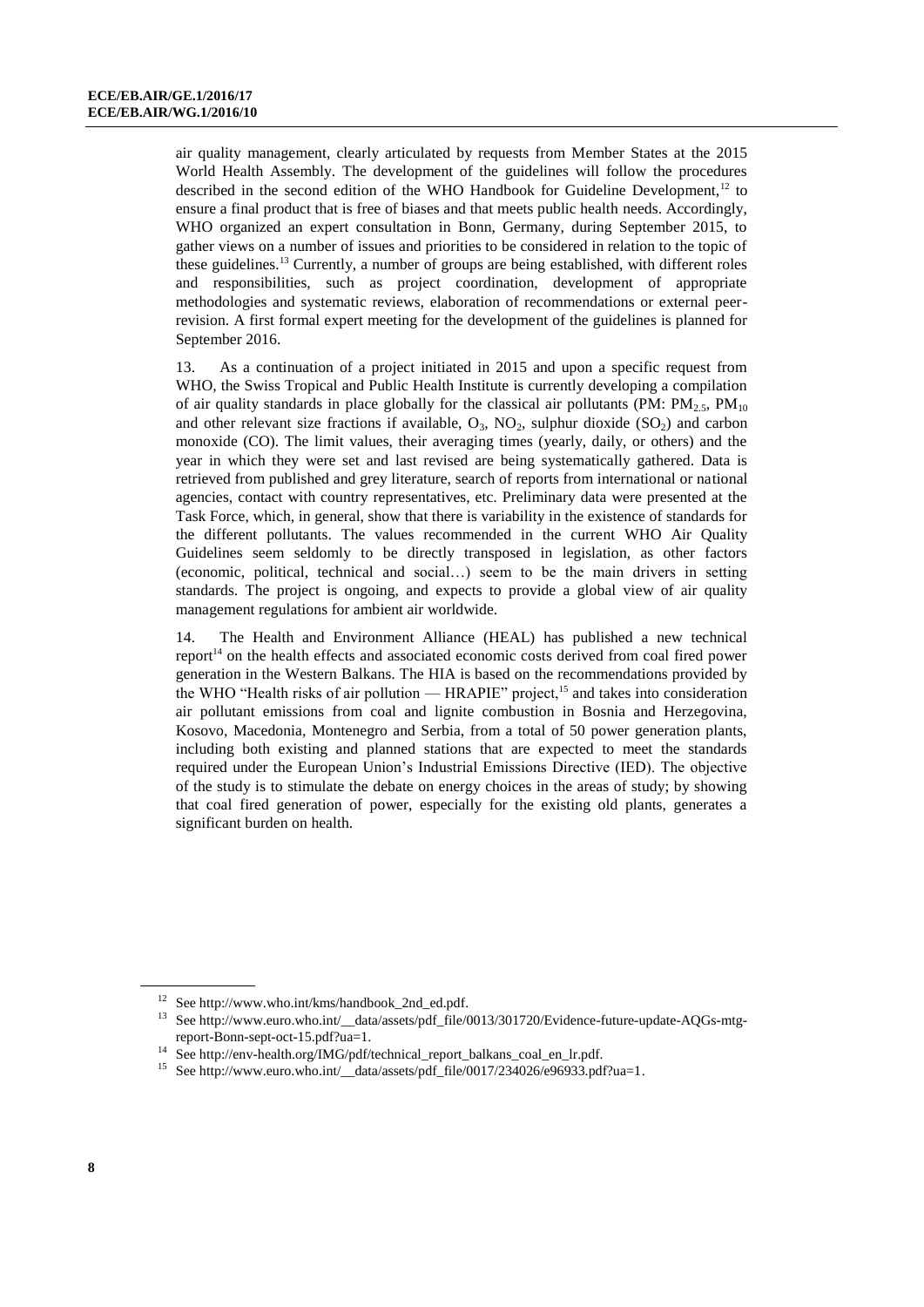air quality management, clearly articulated by requests from Member States at the 2015 World Health Assembly. The development of the guidelines will follow the procedures described in the second edition of the WHO Handbook for Guideline Development,[12] to ensure a final product that is free of biases and that meets public health needs. Accordingly, WHO organized an expert consultation in Bonn, Germany, during September 2015, to gather views on a number of issues and priorities to be considered in relation to the topic of these guidelines.[13] Currently, a number of groups are being established, with different roles and responsibilities, such as project coordination, development of appropriate methodologies and systematic reviews, elaboration of recommendations or external peer-revision. A first formal expert meeting for the development of the guidelines is planned for September 2016.

13. As a continuation of a project initiated in 2015 and upon a specific request from WHO, the Swiss Tropical and Public Health Institute is currently developing a compilation of air quality standards in place globally for the classical air pollutants (PM: $PM_{2.5}$, $PM_{10}$ and other relevant size fractions if available, $O_3$, $NO_2$, sulphur dioxide ($SO_2$) and carbon monoxide (CO). The limit values, their averaging times (yearly, daily, or others) and the year in which they were set and last revised are being systematically gathered. Data is retrieved from published and grey literature, search of reports from international or national agencies, contact with country representatives, etc. Preliminary data were presented at the Task Force, which, in general, show that there is variability in the existence of standards for the different pollutants. The values recommended in the current WHO Air Quality Guidelines seem seldomly to be directly transposed in legislation, as other factors (economic, political, technical and social…) seem to be the main drivers in setting standards. The project is ongoing, and expects to provide a global view of air quality management regulations for ambient air worldwide.

14. The Health and Environment Alliance (HEAL) has published a new technical report[14] on the health effects and associated economic costs derived from coal fired power generation in the Western Balkans. The HIA is based on the recommendations provided by the WHO "Health risks of air pollution — HRAPIE" project,[15] and takes into consideration air pollutant emissions from coal and lignite combustion in Bosnia and Herzegovina, Kosovo, Macedonia, Montenegro and Serbia, from a total of 50 power generation plants, including both existing and planned stations that are expected to meet the standards required under the European Union's Industrial Emissions Directive (IED). The objective of the study is to stimulate the debate on energy choices in the areas of study; by showing that coal fired generation of power, especially for the existing old plants, generates a significant burden on health.

---

[12] See http://www.who.int/kms/handbook_2nd_ed.pdf.

[13] See http://www.euro.who.int/__data/assets/pdf_file/0013/301720/Evidence-future-update-AQGs-mtg-report-Bonn-sept-oct-15.pdf?ua=1.

[14] See http://env-health.org/IMG/pdf/technical_report_balkans_coal_en_lr.pdf.

[15] See http://www.euro.who.int/__data/assets/pdf_file/0017/234026/e96933.pdf?ua=1.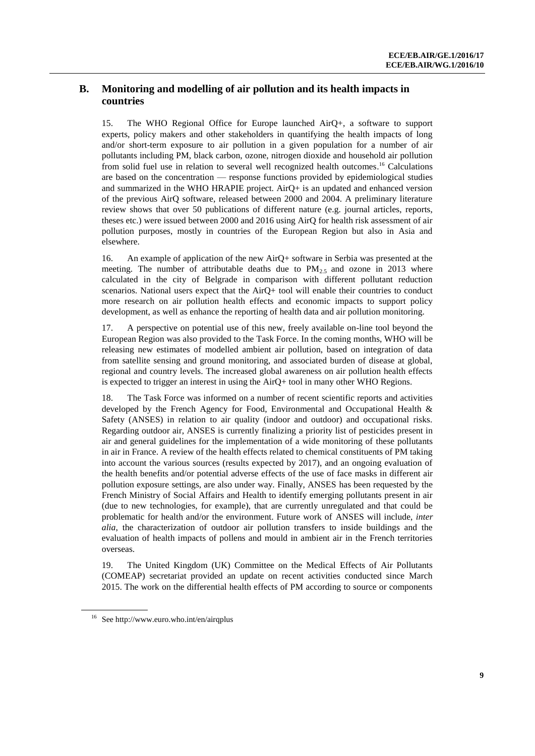## B. Monitoring and modelling of air pollution and its health impacts in countries

15. The WHO Regional Office for Europe launched AirQ+, a software to support experts, policy makers and other stakeholders in quantifying the health impacts of long and/or short-term exposure to air pollution in a given population for a number of air pollutants including PM, black carbon, ozone, nitrogen dioxide and household air pollution from solid fuel use in relation to several well recognized health outcomes.[16] Calculations are based on the concentration — response functions provided by epidemiological studies and summarized in the WHO HRAPIE project. AirQ+ is an updated and enhanced version of the previous AirQ software, released between 2000 and 2004. A preliminary literature review shows that over 50 publications of different nature (e.g. journal articles, reports, theses etc.) were issued between 2000 and 2016 using AirQ for health risk assessment of air pollution purposes, mostly in countries of the European Region but also in Asia and elsewhere.

16. An example of application of the new AirQ+ software in Serbia was presented at the meeting. The number of attributable deaths due to $PM_{2.5}$ and ozone in 2013 where calculated in the city of Belgrade in comparison with different pollutant reduction scenarios. National users expect that the AirQ+ tool will enable their countries to conduct more research on air pollution health effects and economic impacts to support policy development, as well as enhance the reporting of health data and air pollution monitoring.

17. A perspective on potential use of this new, freely available on-line tool beyond the European Region was also provided to the Task Force. In the coming months, WHO will be releasing new estimates of modelled ambient air pollution, based on integration of data from satellite sensing and ground monitoring, and associated burden of disease at global, regional and country levels. The increased global awareness on air pollution health effects is expected to trigger an interest in using the AirQ+ tool in many other WHO Regions.

18. The Task Force was informed on a number of recent scientific reports and activities developed by the French Agency for Food, Environmental and Occupational Health & Safety (ANSES) in relation to air quality (indoor and outdoor) and occupational risks. Regarding outdoor air, ANSES is currently finalizing a priority list of pesticides present in air and general guidelines for the implementation of a wide monitoring of these pollutants in air in France. A review of the health effects related to chemical constituents of PM taking into account the various sources (results expected by 2017), and an ongoing evaluation of the health benefits and/or potential adverse effects of the use of face masks in different air pollution exposure settings, are also under way. Finally, ANSES has been requested by the French Ministry of Social Affairs and Health to identify emerging pollutants present in air (due to new technologies, for example), that are currently unregulated and that could be problematic for health and/or the environment. Future work of ANSES will include, *inter alia*, the characterization of outdoor air pollution transfers to inside buildings and the evaluation of health impacts of pollens and mould in ambient air in the French territories overseas.

19. The United Kingdom (UK) Committee on the Medical Effects of Air Pollutants (COMEAP) secretariat provided an update on recent activities conducted since March 2015. The work on the differential health effects of PM according to source or components

---

[16] See http://www.euro.who.int/en/airqplus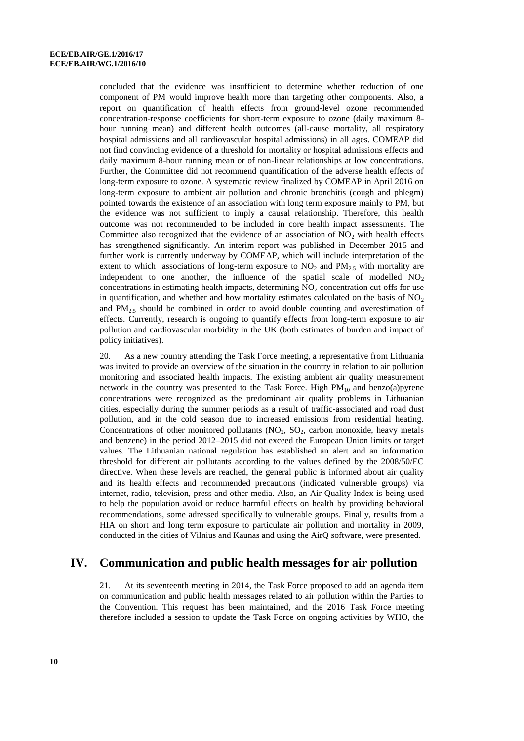concluded that the evidence was insufficient to determine whether reduction of one component of PM would improve health more than targeting other components. Also, a report on quantification of health effects from ground-level ozone recommended concentration-response coefficients for short-term exposure to ozone (daily maximum 8-hour running mean) and different health outcomes (all-cause mortality, all respiratory hospital admissions and all cardiovascular hospital admissions) in all ages. COMEAP did not find convincing evidence of a threshold for mortality or hospital admissions effects and daily maximum 8-hour running mean or of non-linear relationships at low concentrations. Further, the Committee did not recommend quantification of the adverse health effects of long-term exposure to ozone. A systematic review finalized by COMEAP in April 2016 on long-term exposure to ambient air pollution and chronic bronchitis (cough and phlegm) pointed towards the existence of an association with long term exposure mainly to PM, but the evidence was not sufficient to imply a causal relationship. Therefore, this health outcome was not recommended to be included in core health impact assessments. The Committee also recognized that the evidence of an association of $NO_2$ with health effects has strengthened significantly. An interim report was published in December 2015 and further work is currently underway by COMEAP, which will include interpretation of the extent to which associations of long-term exposure to $NO_2$ and $PM_{2.5}$ with mortality are independent to one another, the influence of the spatial scale of modelled $NO_2$ concentrations in estimating health impacts, determining $NO_2$ concentration cut-offs for use in quantification, and whether and how mortality estimates calculated on the basis of $NO_2$ and $PM_{2.5}$ should be combined in order to avoid double counting and overestimation of effects. Currently, research is ongoing to quantify effects from long-term exposure to air pollution and cardiovascular morbidity in the UK (both estimates of burden and impact of policy initiatives).

20. As a new country attending the Task Force meeting, a representative from Lithuania was invited to provide an overview of the situation in the country in relation to air pollution monitoring and associated health impacts. The existing ambient air quality measurement network in the country was presented to the Task Force. High $PM_{10}$ and benzo(a)pyrene concentrations were recognized as the predominant air quality problems in Lithuanian cities, especially during the summer periods as a result of traffic-associated and road dust pollution, and in the cold season due to increased emissions from residential heating. Concentrations of other monitored pollutants ($NO_2$, $SO_2$, carbon monoxide, heavy metals and benzene) in the period 2012–2015 did not exceed the European Union limits or target values. The Lithuanian national regulation has established an alert and an information threshold for different air pollutants according to the values defined by the 2008/50/EC directive. When these levels are reached, the general public is informed about air quality and its health effects and recommended precautions (indicated vulnerable groups) via internet, radio, television, press and other media. Also, an Air Quality Index is being used to help the population avoid or reduce harmful effects on health by providing behavioral recommendations, some adressed specifically to vulnerable groups. Finally, results from a HIA on short and long term exposure to particulate air pollution and mortality in 2009, conducted in the cities of Vilnius and Kaunas and using the AirQ software, were presented.

## IV. Communication and public health messages for air pollution

21. At its seventeenth meeting in 2014, the Task Force proposed to add an agenda item on communication and public health messages related to air pollution within the Parties to the Convention. This request has been maintained, and the 2016 Task Force meeting therefore included a session to update the Task Force on ongoing activities by WHO, the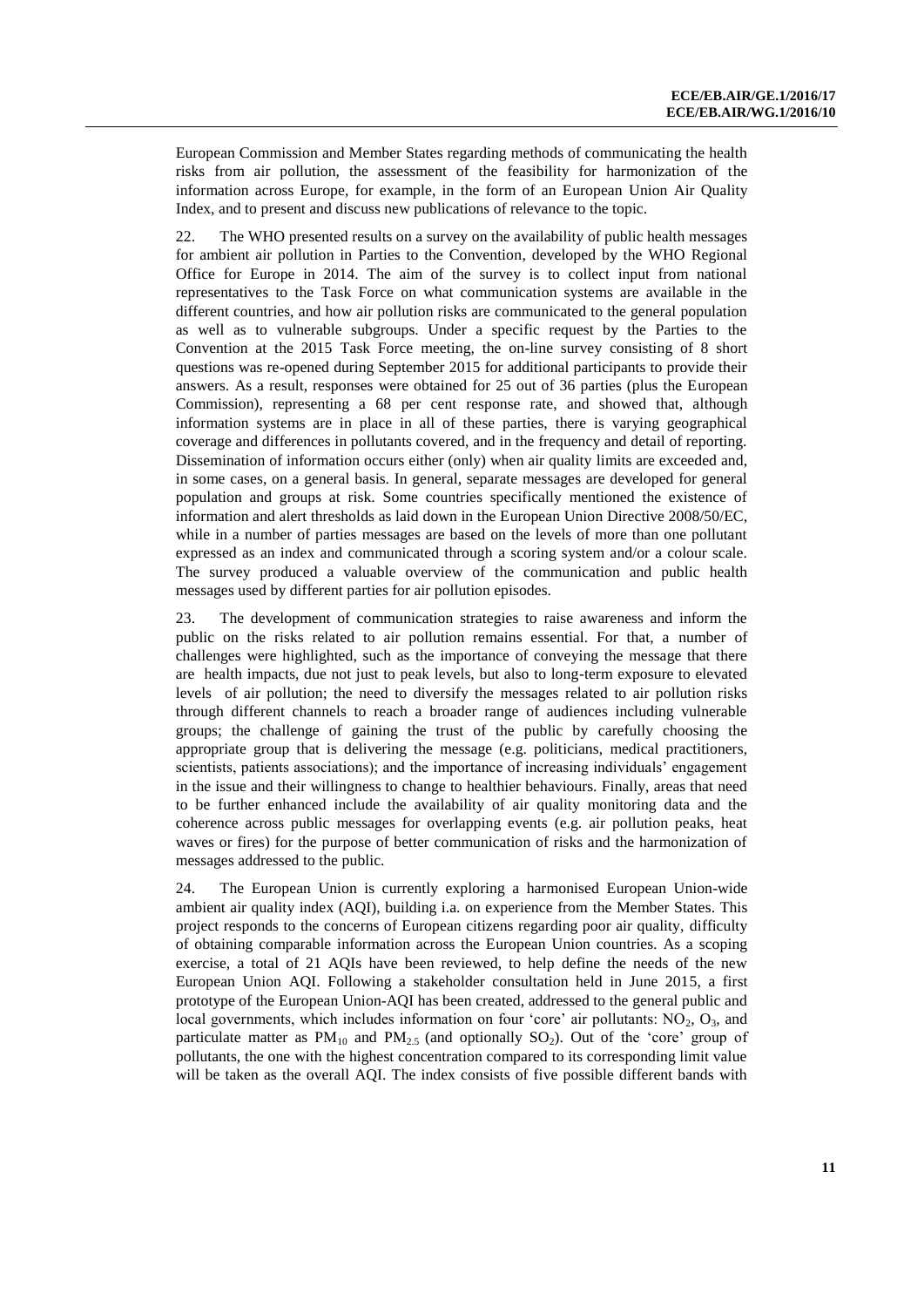European Commission and Member States regarding methods of communicating the health risks from air pollution, the assessment of the feasibility for harmonization of the information across Europe, for example, in the form of an European Union Air Quality Index, and to present and discuss new publications of relevance to the topic.

22. The WHO presented results on a survey on the availability of public health messages for ambient air pollution in Parties to the Convention, developed by the WHO Regional Office for Europe in 2014. The aim of the survey is to collect input from national representatives to the Task Force on what communication systems are available in the different countries, and how air pollution risks are communicated to the general population as well as to vulnerable subgroups. Under a specific request by the Parties to the Convention at the 2015 Task Force meeting, the on-line survey consisting of 8 short questions was re-opened during September 2015 for additional participants to provide their answers. As a result, responses were obtained for 25 out of 36 parties (plus the European Commission), representing a 68 per cent response rate, and showed that, although information systems are in place in all of these parties, there is varying geographical coverage and differences in pollutants covered, and in the frequency and detail of reporting. Dissemination of information occurs either (only) when air quality limits are exceeded and, in some cases, on a general basis. In general, separate messages are developed for general population and groups at risk. Some countries specifically mentioned the existence of information and alert thresholds as laid down in the European Union Directive 2008/50/EC, while in a number of parties messages are based on the levels of more than one pollutant expressed as an index and communicated through a scoring system and/or a colour scale. The survey produced a valuable overview of the communication and public health messages used by different parties for air pollution episodes.

23. The development of communication strategies to raise awareness and inform the public on the risks related to air pollution remains essential. For that, a number of challenges were highlighted, such as the importance of conveying the message that there are health impacts, due not just to peak levels, but also to long-term exposure to elevated levels of air pollution; the need to diversify the messages related to air pollution risks through different channels to reach a broader range of audiences including vulnerable groups; the challenge of gaining the trust of the public by carefully choosing the appropriate group that is delivering the message (e.g. politicians, medical practitioners, scientists, patients associations); and the importance of increasing individuals' engagement in the issue and their willingness to change to healthier behaviours. Finally, areas that need to be further enhanced include the availability of air quality monitoring data and the coherence across public messages for overlapping events (e.g. air pollution peaks, heat waves or fires) for the purpose of better communication of risks and the harmonization of messages addressed to the public.

24. The European Union is currently exploring a harmonised European Union-wide ambient air quality index (AQI), building i.a. on experience from the Member States. This project responds to the concerns of European citizens regarding poor air quality, difficulty of obtaining comparable information across the European Union countries. As a scoping exercise, a total of 21 AQIs have been reviewed, to help define the needs of the new European Union AQI. Following a stakeholder consultation held in June 2015, a first prototype of the European Union-AQI has been created, addressed to the general public and local governments, which includes information on four 'core' air pollutants: $NO_2$, $O_3$, and particulate matter as $PM_{10}$ and $PM_{2.5}$ (and optionally $SO_2$). Out of the 'core' group of pollutants, the one with the highest concentration compared to its corresponding limit value will be taken as the overall AQI. The index consists of five possible different bands with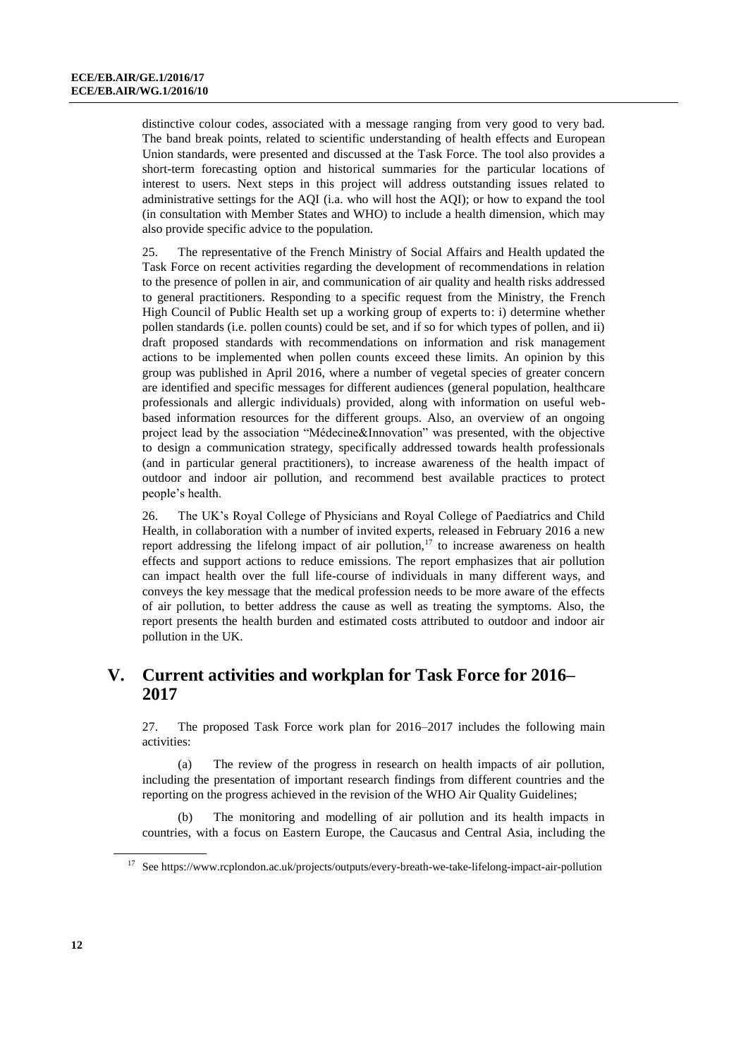distinctive colour codes, associated with a message ranging from very good to very bad. The band break points, related to scientific understanding of health effects and European Union standards, were presented and discussed at the Task Force. The tool also provides a short-term forecasting option and historical summaries for the particular locations of interest to users. Next steps in this project will address outstanding issues related to administrative settings for the AQI (i.a. who will host the AQI); or how to expand the tool (in consultation with Member States and WHO) to include a health dimension, which may also provide specific advice to the population.

25. The representative of the French Ministry of Social Affairs and Health updated the Task Force on recent activities regarding the development of recommendations in relation to the presence of pollen in air, and communication of air quality and health risks addressed to general practitioners. Responding to a specific request from the Ministry, the French High Council of Public Health set up a working group of experts to: i) determine whether pollen standards (i.e. pollen counts) could be set, and if so for which types of pollen, and ii) draft proposed standards with recommendations on information and risk management actions to be implemented when pollen counts exceed these limits. An opinion by this group was published in April 2016, where a number of vegetal species of greater concern are identified and specific messages for different audiences (general population, healthcare professionals and allergic individuals) provided, along with information on useful web-based information resources for the different groups. Also, an overview of an ongoing project lead by the association "Médecine&Innovation" was presented, with the objective to design a communication strategy, specifically addressed towards health professionals (and in particular general practitioners), to increase awareness of the health impact of outdoor and indoor air pollution, and recommend best available practices to protect people's health.

26. The UK's Royal College of Physicians and Royal College of Paediatrics and Child Health, in collaboration with a number of invited experts, released in February 2016 a new report addressing the lifelong impact of air pollution,[17] to increase awareness on health effects and support actions to reduce emissions. The report emphasizes that air pollution can impact health over the full life-course of individuals in many different ways, and conveys the key message that the medical profession needs to be more aware of the effects of air pollution, to better address the cause as well as treating the symptoms. Also, the report presents the health burden and estimated costs attributed to outdoor and indoor air pollution in the UK.

# V. Current activities and workplan for Task Force for 2016–2017

27. The proposed Task Force work plan for 2016–2017 includes the following main activities:

(a) The review of the progress in research on health impacts of air pollution, including the presentation of important research findings from different countries and the reporting on the progress achieved in the revision of the WHO Air Quality Guidelines;

(b) The monitoring and modelling of air pollution and its health impacts in countries, with a focus on Eastern Europe, the Caucasus and Central Asia, including the

[17] See https://www.rcplondon.ac.uk/projects/outputs/every-breath-we-take-lifelong-impact-air-pollution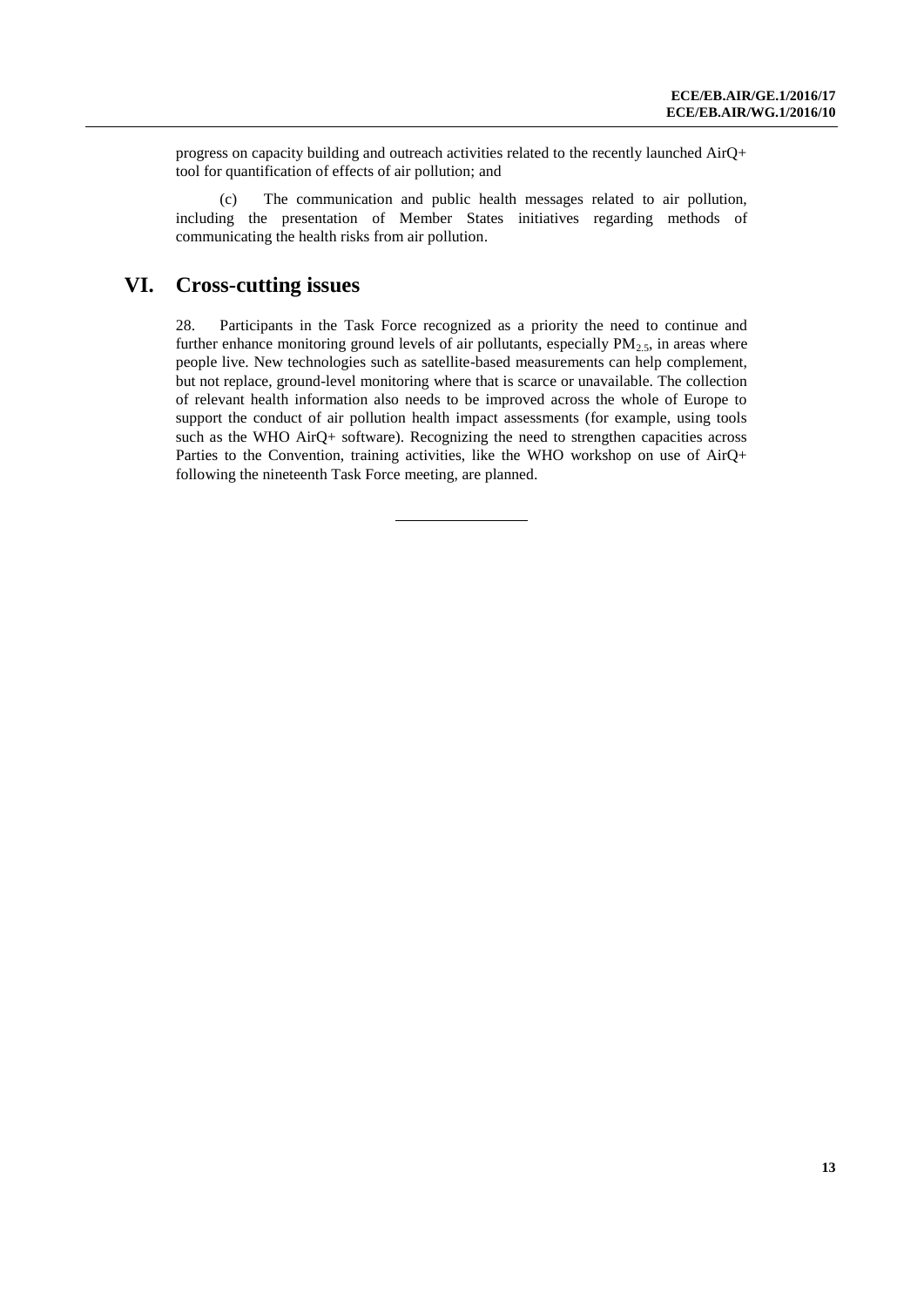progress on capacity building and outreach activities related to the recently launched AirQ+ tool for quantification of effects of air pollution; and

(c) The communication and public health messages related to air pollution, including the presentation of Member States initiatives regarding methods of communicating the health risks from air pollution.

# VI. Cross-cutting issues

28. Participants in the Task Force recognized as a priority the need to continue and further enhance monitoring ground levels of air pollutants, especially $PM_{2.5}$, in areas where people live. New technologies such as satellite-based measurements can help complement, but not replace, ground-level monitoring where that is scarce or unavailable. The collection of relevant health information also needs to be improved across the whole of Europe to support the conduct of air pollution health impact assessments (for example, using tools such as the WHO AirQ+ software). Recognizing the need to strengthen capacities across Parties to the Convention, training activities, like the WHO workshop on use of AirQ+ following the nineteenth Task Force meeting, are planned.